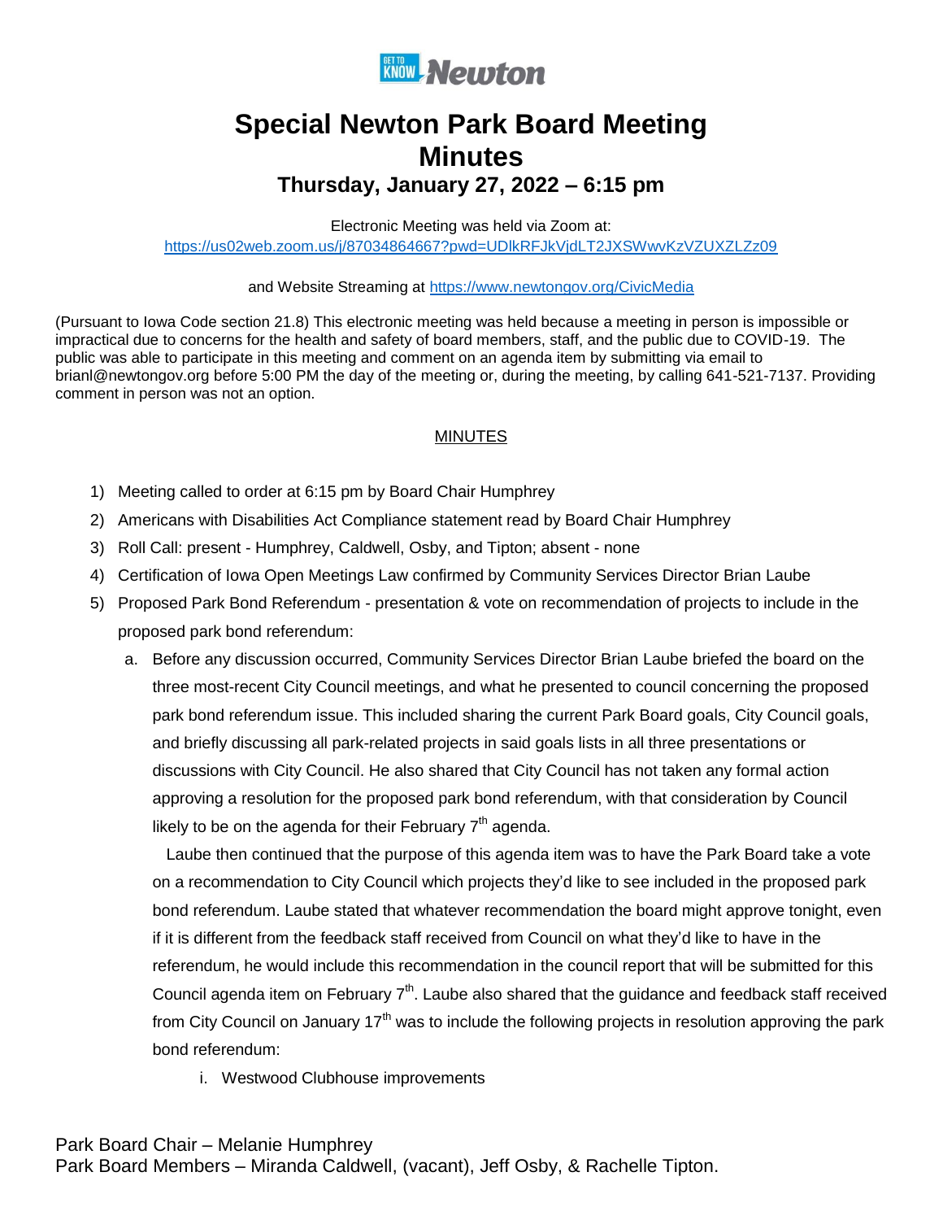# Special Newton Park Board Meeting Minutes

## Thursday, January 27, 2022 – 6:15 pm

Electronic Meeting was held via Zoom at:
https://us02web.zoom.us/j/87034864667?pwd=UDlkRFJkVjdLT2JXSWwvKzVZUXZLZz09

and Website Streaming at https://www.newtongov.org/CivicMedia

(Pursuant to Iowa Code section 21.8) This electronic meeting was held because a meeting in person is impossible or impractical due to concerns for the health and safety of board members, staff, and the public due to COVID-19. The public was able to participate in this meeting and comment on an agenda item by submitting via email to brianl@newtongov.org before 5:00 PM the day of the meeting or, during the meeting, by calling 641-521-7137. Providing comment in person was not an option.

MINUTES

1) Meeting called to order at 6:15 pm by Board Chair Humphrey
2) Americans with Disabilities Act Compliance statement read by Board Chair Humphrey
3) Roll Call: present - Humphrey, Caldwell, Osby, and Tipton; absent - none
4) Certification of Iowa Open Meetings Law confirmed by Community Services Director Brian Laube
5) Proposed Park Bond Referendum - presentation & vote on recommendation of projects to include in the proposed park bond referendum:
   a. Before any discussion occurred, Community Services Director Brian Laube briefed the board on the three most-recent City Council meetings, and what he presented to council concerning the proposed park bond referendum issue. This included sharing the current Park Board goals, City Council goals, and briefly discussing all park-related projects in said goals lists in all three presentations or discussions with City Council. He also shared that City Council has not taken any formal action approving a resolution for the proposed park bond referendum, with that consideration by Council likely to be on the agenda for their February 7th agenda.

      Laube then continued that the purpose of this agenda item was to have the Park Board take a vote on a recommendation to City Council which projects they'd like to see included in the proposed park bond referendum. Laube stated that whatever recommendation the board might approve tonight, even if it is different from the feedback staff received from Council on what they'd like to have in the referendum, he would include this recommendation in the council report that will be submitted for this Council agenda item on February 7th. Laube also shared that the guidance and feedback staff received from City Council on January 17th was to include the following projects in resolution approving the park bond referendum:

      i. Westwood Clubhouse improvements

Park Board Chair – Melanie Humphrey
Park Board Members – Miranda Caldwell, (vacant), Jeff Osby, & Rachelle Tipton.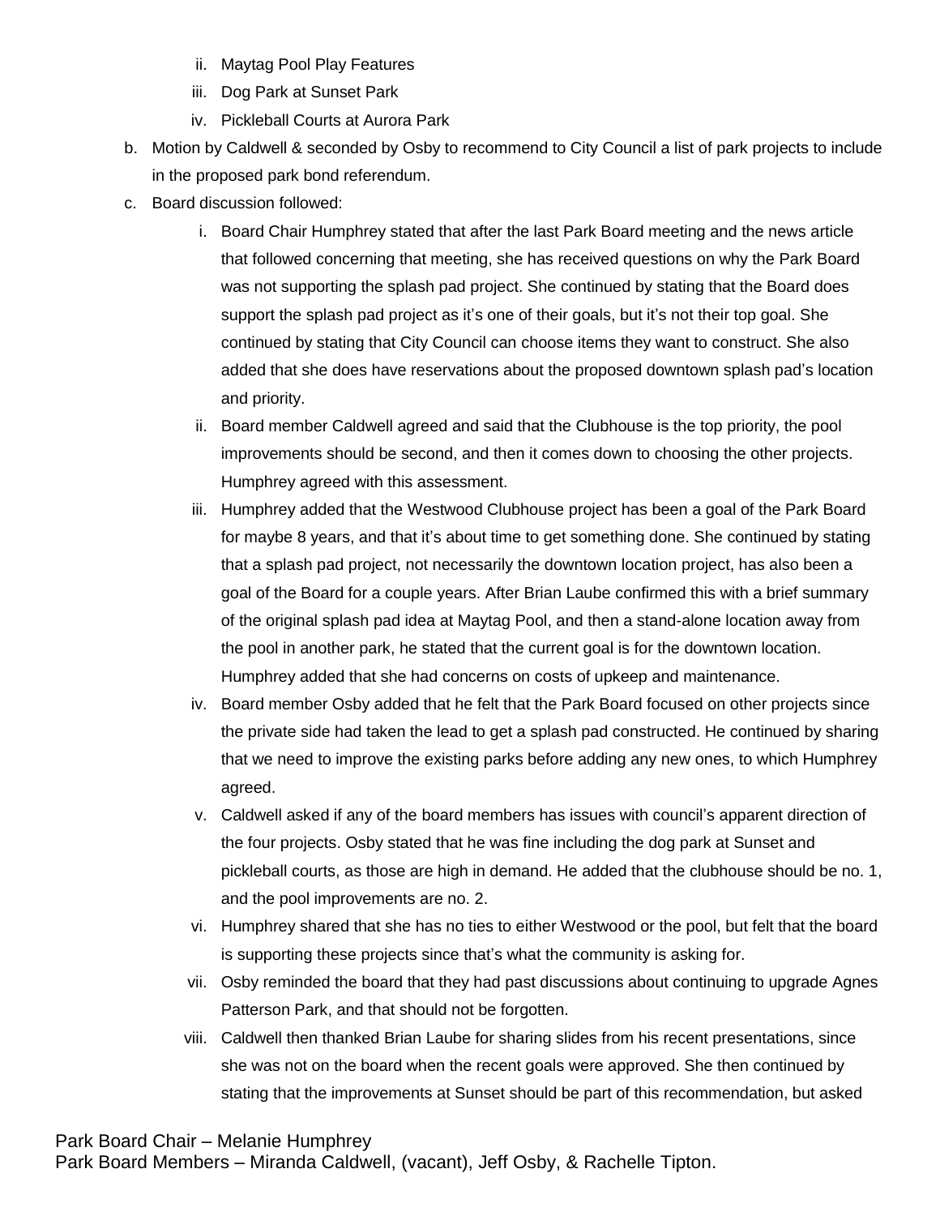ii. Maytag Pool Play Features
   iii. Dog Park at Sunset Park
   iv. Pickleball Courts at Aurora Park

b. Motion by Caldwell & seconded by Osby to recommend to City Council a list of park projects to include in the proposed park bond referendum.

c. Board discussion followed:

   i. Board Chair Humphrey stated that after the last Park Board meeting and the news article that followed concerning that meeting, she has received questions on why the Park Board was not supporting the splash pad project. She continued by stating that the Board does support the splash pad project as it's one of their goals, but it's not their top goal. She continued by stating that City Council can choose items they want to construct. She also added that she does have reservations about the proposed downtown splash pad's location and priority.

   ii. Board member Caldwell agreed and said that the Clubhouse is the top priority, the pool improvements should be second, and then it comes down to choosing the other projects. Humphrey agreed with this assessment.

   iii. Humphrey added that the Westwood Clubhouse project has been a goal of the Park Board for maybe 8 years, and that it's about time to get something done. She continued by stating that a splash pad project, not necessarily the downtown location project, has also been a goal of the Board for a couple years. After Brian Laube confirmed this with a brief summary of the original splash pad idea at Maytag Pool, and then a stand-alone location away from the pool in another park, he stated that the current goal is for the downtown location. Humphrey added that she had concerns on costs of upkeep and maintenance.

   iv. Board member Osby added that he felt that the Park Board focused on other projects since the private side had taken the lead to get a splash pad constructed. He continued by sharing that we need to improve the existing parks before adding any new ones, to which Humphrey agreed.

   v. Caldwell asked if any of the board members has issues with council's apparent direction of the four projects. Osby stated that he was fine including the dog park at Sunset and pickleball courts, as those are high in demand. He added that the clubhouse should be no. 1, and the pool improvements are no. 2.

   vi. Humphrey shared that she has no ties to either Westwood or the pool, but felt that the board is supporting these projects since that's what the community is asking for.

   vii. Osby reminded the board that they had past discussions about continuing to upgrade Agnes Patterson Park, and that should not be forgotten.

   viii. Caldwell then thanked Brian Laube for sharing slides from his recent presentations, since she was not on the board when the recent goals were approved. She then continued by stating that the improvements at Sunset should be part of this recommendation, but asked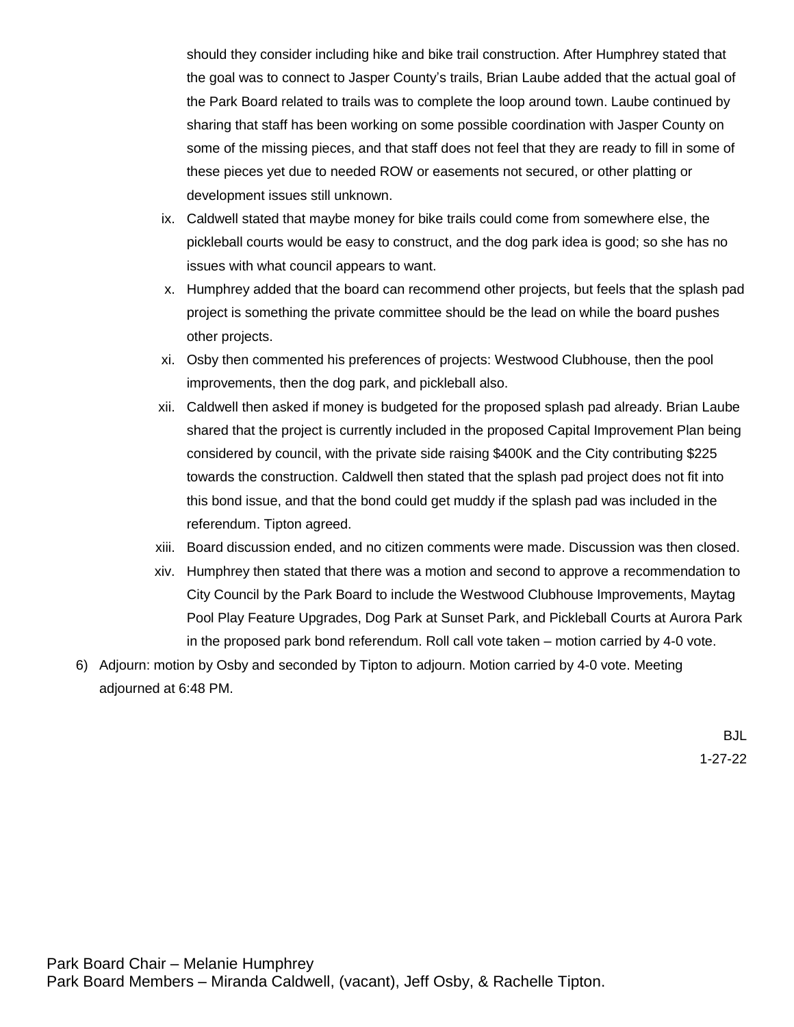should they consider including hike and bike trail construction. After Humphrey stated that the goal was to connect to Jasper County's trails, Brian Laube added that the actual goal of the Park Board related to trails was to complete the loop around town. Laube continued by sharing that staff has been working on some possible coordination with Jasper County on some of the missing pieces, and that staff does not feel that they are ready to fill in some of these pieces yet due to needed ROW or easements not secured, or other platting or development issues still unknown.

ix. Caldwell stated that maybe money for bike trails could come from somewhere else, the pickleball courts would be easy to construct, and the dog park idea is good; so she has no issues with what council appears to want.

x. Humphrey added that the board can recommend other projects, but feels that the splash pad project is something the private committee should be the lead on while the board pushes other projects.

xi. Osby then commented his preferences of projects: Westwood Clubhouse, then the pool improvements, then the dog park, and pickleball also.

xii. Caldwell then asked if money is budgeted for the proposed splash pad already. Brian Laube shared that the project is currently included in the proposed Capital Improvement Plan being considered by council, with the private side raising $400K and the City contributing $225 towards the construction. Caldwell then stated that the splash pad project does not fit into this bond issue, and that the bond could get muddy if the splash pad was included in the referendum. Tipton agreed.

xiii. Board discussion ended, and no citizen comments were made. Discussion was then closed.

xiv. Humphrey then stated that there was a motion and second to approve a recommendation to City Council by the Park Board to include the Westwood Clubhouse Improvements, Maytag Pool Play Feature Upgrades, Dog Park at Sunset Park, and Pickleball Courts at Aurora Park in the proposed park bond referendum. Roll call vote taken – motion carried by 4-0 vote.

6) Adjourn: motion by Osby and seconded by Tipton to adjourn. Motion carried by 4-0 vote. Meeting adjourned at 6:48 PM.

BJL
1-27-22

Park Board Chair – Melanie Humphrey
Park Board Members – Miranda Caldwell, (vacant), Jeff Osby, & Rachelle Tipton.